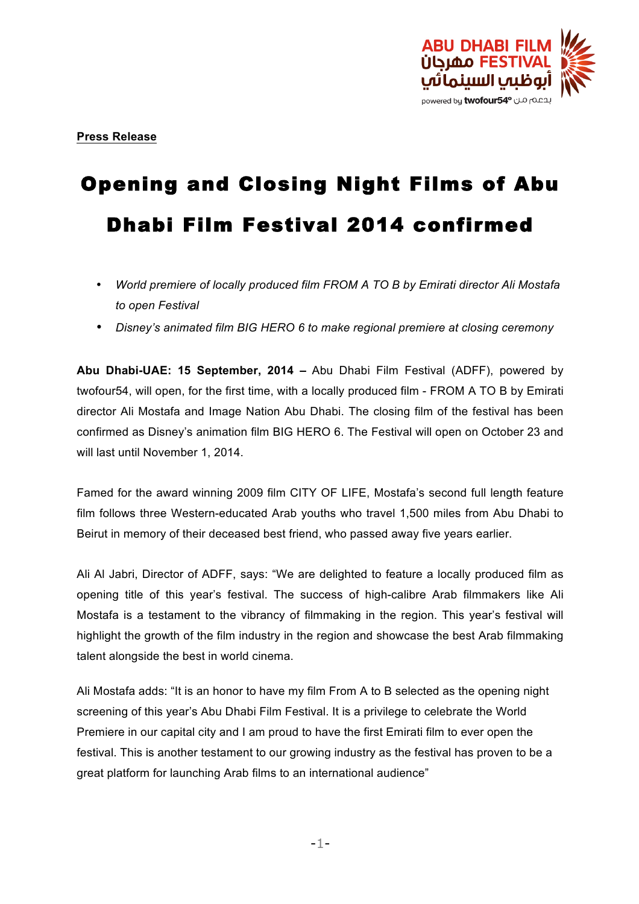**Press Release**

# Opening and Closing Night Films of Abu Dhabi Film Festival 2014 confirmed

- *World premiere of locally produced film FROM A TO B by Emirati director Ali Mostafa to open Festival*
- *Disney's animated film BIG HERO 6 to make regional premiere at closing ceremony*

**Abu Dhabi-UAE: 15 September, 2014 –** Abu Dhabi Film Festival (ADFF), powered by twofour54, will open, for the first time, with a locally produced film - FROM A TO B by Emirati director Ali Mostafa and Image Nation Abu Dhabi. The closing film of the festival has been confirmed as Disney's animation film BIG HERO 6. The Festival will open on October 23 and will last until November 1, 2014.

Famed for the award winning 2009 film CITY OF LIFE, Mostafa's second full length feature film follows three Western-educated Arab youths who travel 1,500 miles from Abu Dhabi to Beirut in memory of their deceased best friend, who passed away five years earlier.

Ali Al Jabri, Director of ADFF, says: "We are delighted to feature a locally produced film as opening title of this year's festival. The success of high-calibre Arab filmmakers like Ali Mostafa is a testament to the vibrancy of filmmaking in the region. This year's festival will highlight the growth of the film industry in the region and showcase the best Arab filmmaking talent alongside the best in world cinema.

Ali Mostafa adds: "It is an honor to have my film From A to B selected as the opening night screening of this year's Abu Dhabi Film Festival. It is a privilege to celebrate the World Premiere in our capital city and I am proud to have the first Emirati film to ever open the festival. This is another testament to our growing industry as the festival has proven to be a great platform for launching Arab films to an international audience"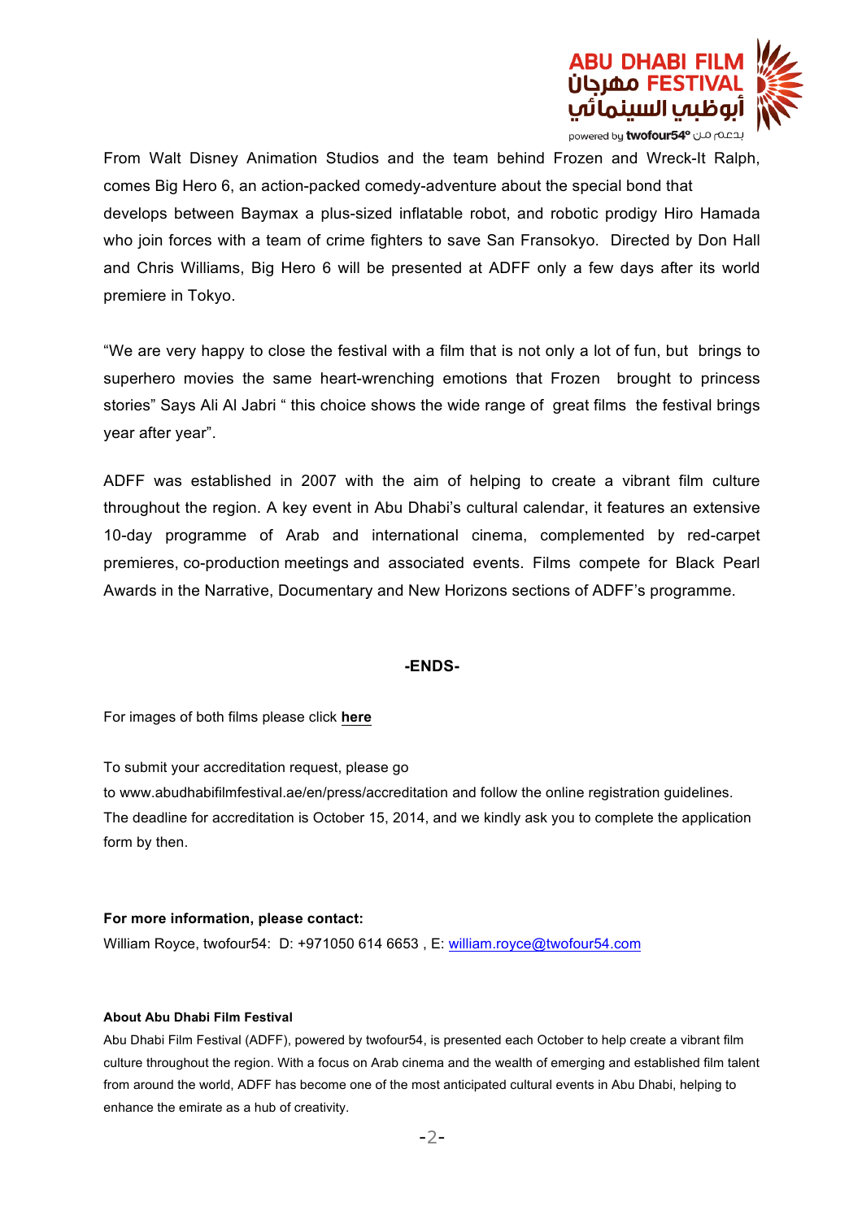From Walt Disney Animation Studios and the team behind Frozen and Wreck-It Ralph, comes Big Hero 6, an action-packed comedy-adventure about the special bond that develops between Baymax a plus-sized inflatable robot, and robotic prodigy Hiro Hamada who join forces with a team of crime fighters to save San Fransokyo. Directed by Don Hall and Chris Williams, Big Hero 6 will be presented at ADFF only a few days after its world premiere in Tokyo.

"We are very happy to close the festival with a film that is not only a lot of fun, but brings to superhero movies the same heart-wrenching emotions that Frozen brought to princess stories" Says Ali Al Jabri " this choice shows the wide range of great films the festival brings year after year".

ADFF was established in 2007 with the aim of helping to create a vibrant film culture throughout the region. A key event in Abu Dhabi's cultural calendar, it features an extensive 10-day programme of Arab and international cinema, complemented by red-carpet premieres, co-production meetings and associated events. Films compete for Black Pearl Awards in the Narrative, Documentary and New Horizons sections of ADFF's programme.

**-ENDS-**

For images of both films please click **here**

To submit your accreditation request, please go to www.abudhabifilmfestival.ae/en/press/accreditation and follow the online registration guidelines. The deadline for accreditation is October 15, 2014, and we kindly ask you to complete the application form by then.

**For more information, please contact:**

William Royce, twofour54: D: +971050 614 6653 , E: william.royce@twofour54.com

**About Abu Dhabi Film Festival**

Abu Dhabi Film Festival (ADFF), powered by twofour54, is presented each October to help create a vibrant film culture throughout the region. With a focus on Arab cinema and the wealth of emerging and established film talent from around the world, ADFF has become one of the most anticipated cultural events in Abu Dhabi, helping to enhance the emirate as a hub of creativity.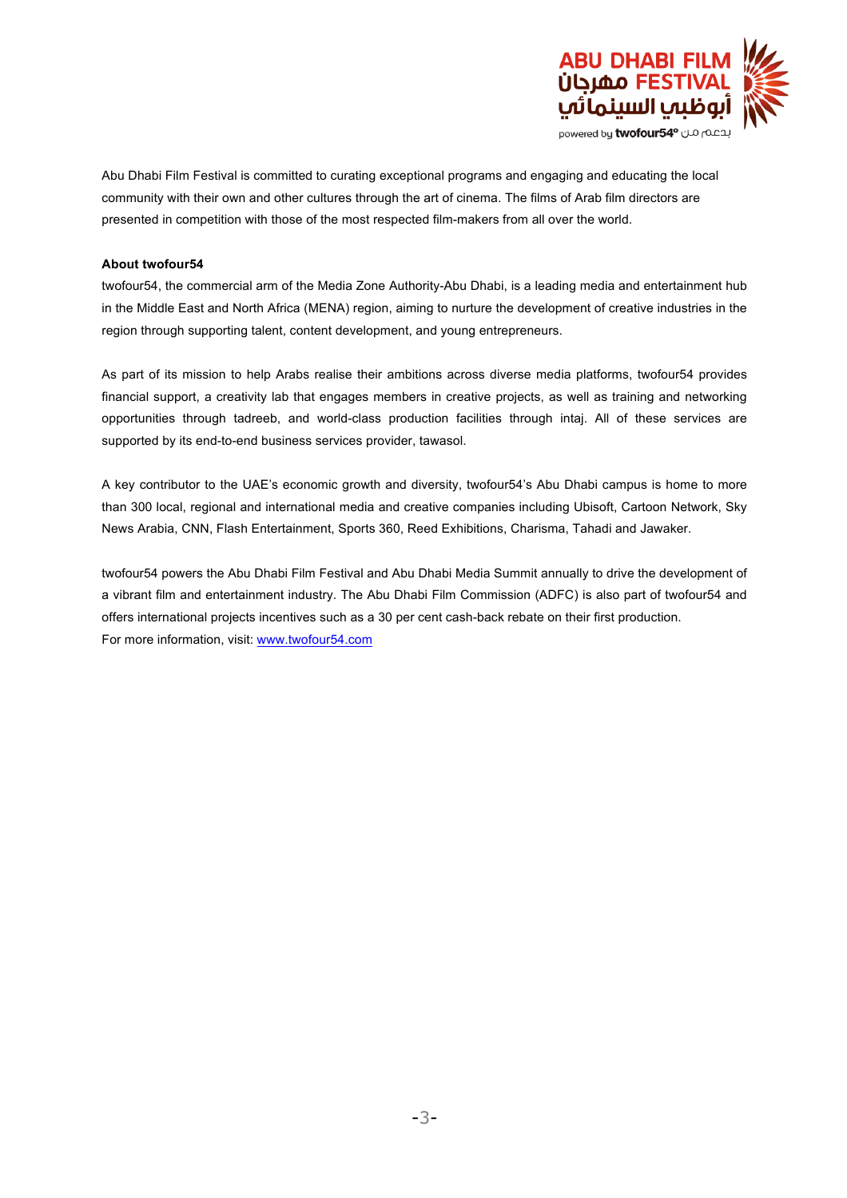Abu Dhabi Film Festival is committed to curating exceptional programs and engaging and educating the local community with their own and other cultures through the art of cinema. The films of Arab film directors are presented in competition with those of the most respected film-makers from all over the world.

**About twofour54**

twofour54, the commercial arm of the Media Zone Authority-Abu Dhabi, is a leading media and entertainment hub in the Middle East and North Africa (MENA) region, aiming to nurture the development of creative industries in the region through supporting talent, content development, and young entrepreneurs.

As part of its mission to help Arabs realise their ambitions across diverse media platforms, twofour54 provides financial support, a creativity lab that engages members in creative projects, as well as training and networking opportunities through tadreeb, and world-class production facilities through intaj. All of these services are supported by its end-to-end business services provider, tawasol.

A key contributor to the UAE's economic growth and diversity, twofour54's Abu Dhabi campus is home to more than 300 local, regional and international media and creative companies including Ubisoft, Cartoon Network, Sky News Arabia, CNN, Flash Entertainment, Sports 360, Reed Exhibitions, Charisma, Tahadi and Jawaker.

twofour54 powers the Abu Dhabi Film Festival and Abu Dhabi Media Summit annually to drive the development of a vibrant film and entertainment industry. The Abu Dhabi Film Commission (ADFC) is also part of twofour54 and offers international projects incentives such as a 30 per cent cash-back rebate on their first production.
For more information, visit: [www.twofour54.com](http://www.twofour54.com)